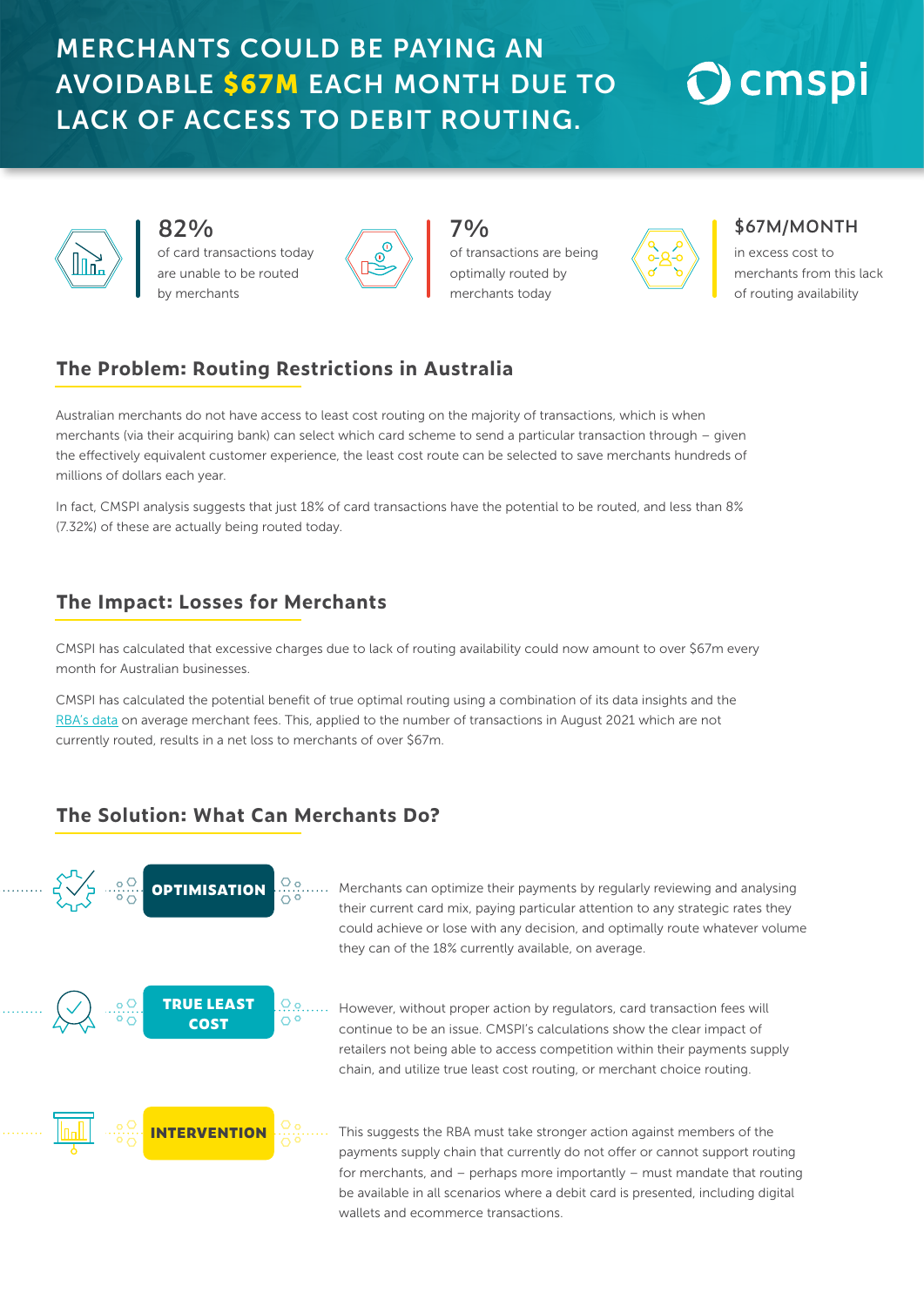# MERCHANTS COULD BE PAYING AN AVOIDABLE $67M EACH MONTH DUE TO LACK OF ACCESS TO DEBIT ROUTING.

cmspi

**82%**
of card transactions today are unable to be routed by merchants

**7%**
of transactions are being optimally routed by merchants today

**$67M/MONTH**
in excess cost to merchants from this lack of routing availability

## The Problem: Routing Restrictions in Australia

Australian merchants do not have access to least cost routing on the majority of transactions, which is when merchants (via their acquiring bank) can select which card scheme to send a particular transaction through – given the effectively equivalent customer experience, the least cost route can be selected to save merchants hundreds of millions of dollars each year.

In fact, CMSPI analysis suggests that just 18% of card transactions have the potential to be routed, and less than 8% (7.32%) of these are actually being routed today.

## The Impact: Losses for Merchants

CMSPI has calculated that excessive charges due to lack of routing availability could now amount to over $67m every month for Australian businesses.

CMSPI has calculated the potential benefit of true optimal routing using a combination of its data insights and the RBA's data on average merchant fees. This, applied to the number of transactions in August 2021 which are not currently routed, results in a net loss to merchants of over $67m.

## The Solution: What Can Merchants Do?

**OPTIMISATION**

Merchants can optimize their payments by regularly reviewing and analysing their current card mix, paying particular attention to any strategic rates they could achieve or lose with any decision, and optimally route whatever volume they can of the 18% currently available, on average.

**TRUE LEAST COST**

However, without proper action by regulators, card transaction fees will continue to be an issue. CMSPI's calculations show the clear impact of retailers not being able to access competition within their payments supply chain, and utilize true least cost routing, or merchant choice routing.

**INTERVENTION**

This suggests the RBA must take stronger action against members of the payments supply chain that currently do not offer or cannot support routing for merchants, and – perhaps more importantly – must mandate that routing be available in all scenarios where a debit card is presented, including digital wallets and ecommerce transactions.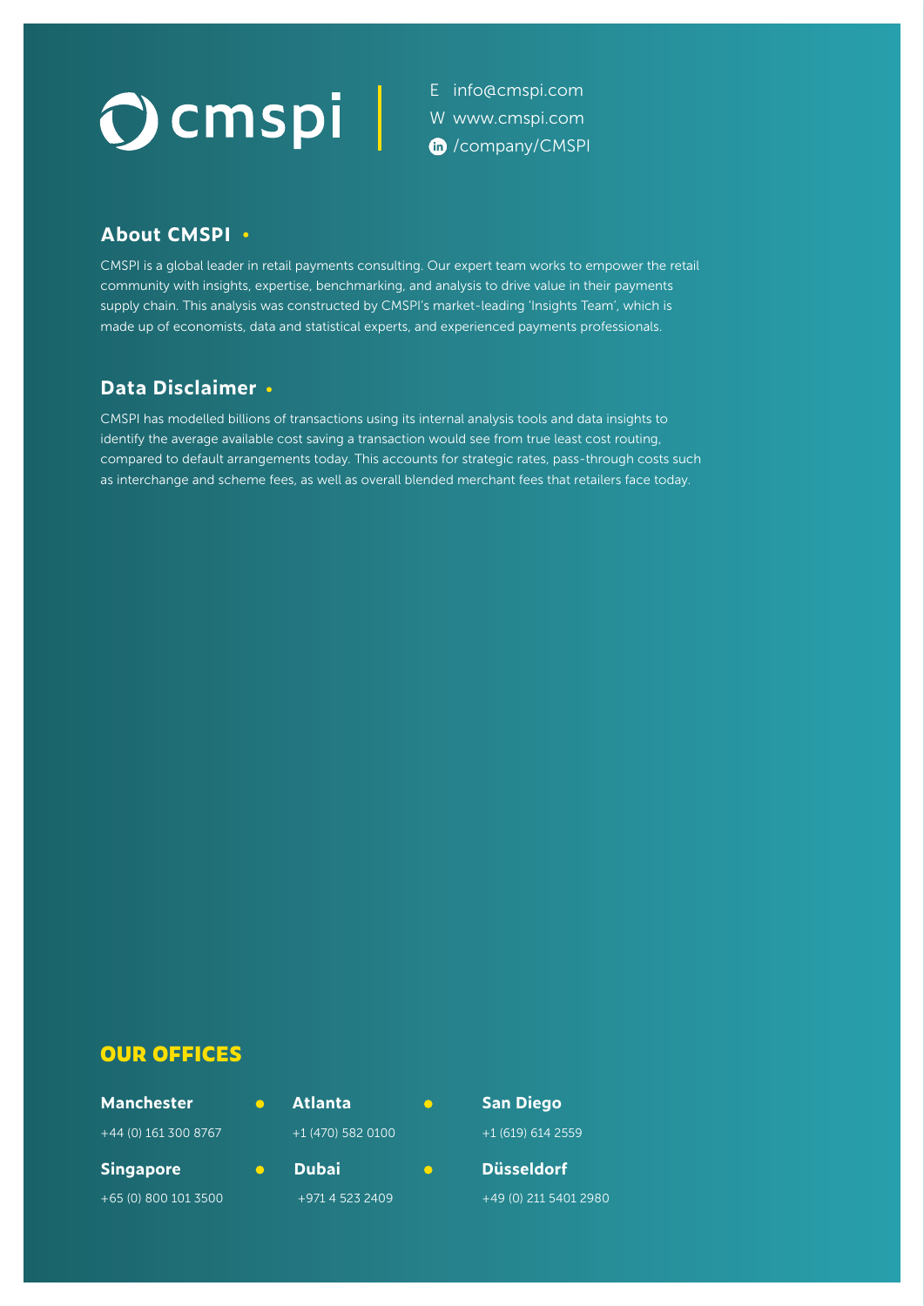cmspi

E info@cmspi.com
W www.cmspi.com
/company/CMSPI

## About CMSPI

CMSPI is a global leader in retail payments consulting. Our expert team works to empower the retail community with insights, expertise, benchmarking, and analysis to drive value in their payments supply chain. This analysis was constructed by CMSPI's market-leading 'Insights Team', which is made up of economists, data and statistical experts, and experienced payments professionals.

## Data Disclaimer

CMSPI has modelled billions of transactions using its internal analysis tools and data insights to identify the average available cost saving a transaction would see from true least cost routing, compared to default arrangements today. This accounts for strategic rates, pass-through costs such as interchange and scheme fees, as well as overall blended merchant fees that retailers face today.

## OUR OFFICES

**Manchester**
+44 (0) 161 300 8767

**Atlanta**
+1 (470) 582 0100

**San Diego**
+1 (619) 614 2559

**Singapore**
+65 (0) 800 101 3500

**Dubai**
+971 4 523 2409

**Düsseldorf**
+49 (0) 211 5401 2980